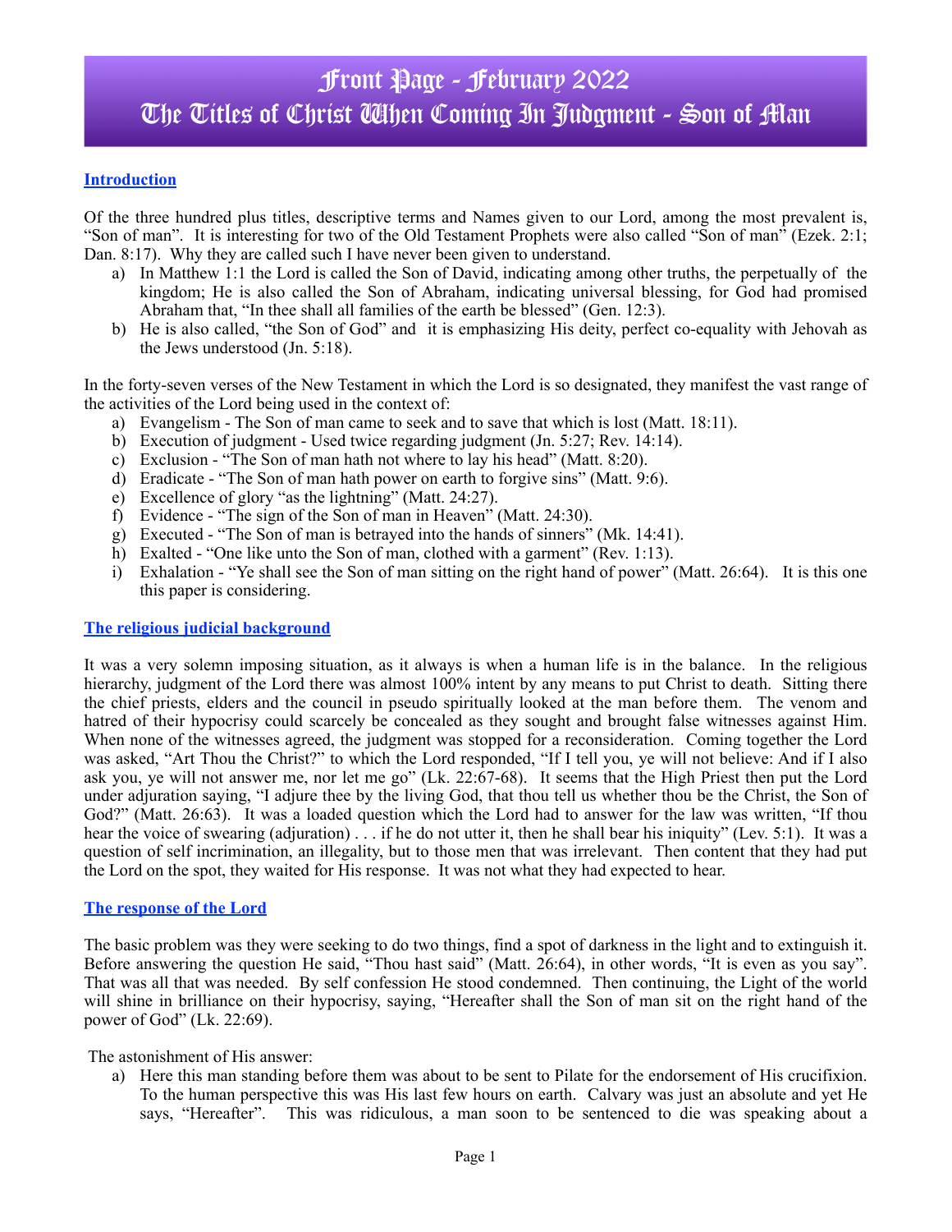# Front Page - February 2022
# The Titles of Christ When Coming In Judgment - Son of Man

## Introduction

Of the three hundred plus titles, descriptive terms and Names given to our Lord, among the most prevalent is, "Son of man". It is interesting for two of the Old Testament Prophets were also called "Son of man" (Ezek. 2:1; Dan. 8:17). Why they are called such I have never been given to understand.

a) In Matthew 1:1 the Lord is called the Son of David, indicating among other truths, the perpetually of the kingdom; He is also called the Son of Abraham, indicating universal blessing, for God had promised Abraham that, "In thee shall all families of the earth be blessed" (Gen. 12:3).
b) He is also called, "the Son of God" and it is emphasizing His deity, perfect co-equality with Jehovah as the Jews understood (Jn. 5:18).

In the forty-seven verses of the New Testament in which the Lord is so designated, they manifest the vast range of the activities of the Lord being used in the context of:

a) Evangelism - The Son of man came to seek and to save that which is lost (Matt. 18:11).
b) Execution of judgment - Used twice regarding judgment (Jn. 5:27; Rev. 14:14).
c) Exclusion - "The Son of man hath not where to lay his head" (Matt. 8:20).
d) Eradicate - "The Son of man hath power on earth to forgive sins" (Matt. 9:6).
e) Excellence of glory "as the lightning" (Matt. 24:27).
f) Evidence - "The sign of the Son of man in Heaven" (Matt. 24:30).
g) Executed - "The Son of man is betrayed into the hands of sinners" (Mk. 14:41).
h) Exalted - "One like unto the Son of man, clothed with a garment" (Rev. 1:13).
i) Exhalation - "Ye shall see the Son of man sitting on the right hand of power" (Matt. 26:64). It is this one this paper is considering.

## The religious judicial background

It was a very solemn imposing situation, as it always is when a human life is in the balance. In the religious hierarchy, judgment of the Lord there was almost 100% intent by any means to put Christ to death. Sitting there the chief priests, elders and the council in pseudo spiritually looked at the man before them. The venom and hatred of their hypocrisy could scarcely be concealed as they sought and brought false witnesses against Him. When none of the witnesses agreed, the judgment was stopped for a reconsideration. Coming together the Lord was asked, "Art Thou the Christ?" to which the Lord responded, "If I tell you, ye will not believe: And if I also ask you, ye will not answer me, nor let me go" (Lk. 22:67-68). It seems that the High Priest then put the Lord under adjuration saying, "I adjure thee by the living God, that thou tell us whether thou be the Christ, the Son of God?" (Matt. 26:63). It was a loaded question which the Lord had to answer for the law was written, "If thou hear the voice of swearing (adjuration) . . . if he do not utter it, then he shall bear his iniquity" (Lev. 5:1). It was a question of self incrimination, an illegality, but to those men that was irrelevant. Then content that they had put the Lord on the spot, they waited for His response. It was not what they had expected to hear.

## The response of the Lord

The basic problem was they were seeking to do two things, find a spot of darkness in the light and to extinguish it. Before answering the question He said, "Thou hast said" (Matt. 26:64), in other words, "It is even as you say". That was all that was needed. By self confession He stood condemned. Then continuing, the Light of the world will shine in brilliance on their hypocrisy, saying, "Hereafter shall the Son of man sit on the right hand of the power of God" (Lk. 22:69).

The astonishment of His answer:

a) Here this man standing before them was about to be sent to Pilate for the endorsement of His crucifixion. To the human perspective this was His last few hours on earth. Calvary was just an absolute and yet He says, "Hereafter". This was ridiculous, a man soon to be sentenced to die was speaking about a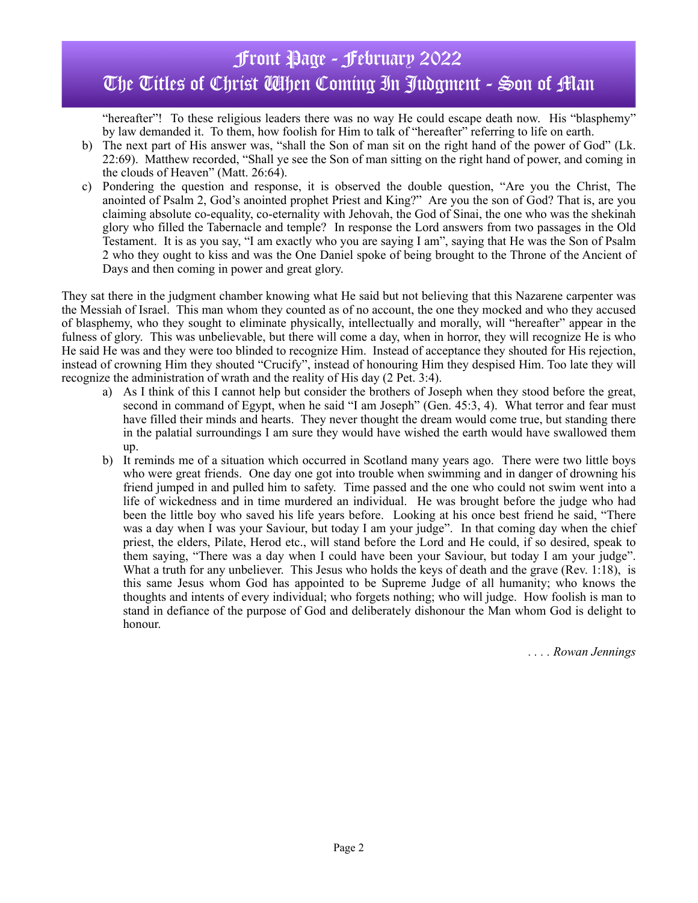"hereafter"! To these religious leaders there was no way He could escape death now. His "blasphemy" by law demanded it. To them, how foolish for Him to talk of "hereafter" referring to life on earth.

b) The next part of His answer was, "shall the Son of man sit on the right hand of the power of God" (Lk. 22:69). Matthew recorded, "Shall ye see the Son of man sitting on the right hand of power, and coming in the clouds of Heaven" (Matt. 26:64).

c) Pondering the question and response, it is observed the double question, "Are you the Christ, The anointed of Psalm 2, God's anointed prophet Priest and King?" Are you the son of God? That is, are you claiming absolute co-equality, co-eternality with Jehovah, the God of Sinai, the one who was the shekinah glory who filled the Tabernacle and temple? In response the Lord answers from two passages in the Old Testament. It is as you say, "I am exactly who you are saying I am", saying that He was the Son of Psalm 2 who they ought to kiss and was the One Daniel spoke of being brought to the Throne of the Ancient of Days and then coming in power and great glory.

They sat there in the judgment chamber knowing what He said but not believing that this Nazarene carpenter was the Messiah of Israel. This man whom they counted as of no account, the one they mocked and who they accused of blasphemy, who they sought to eliminate physically, intellectually and morally, will "hereafter" appear in the fulness of glory. This was unbelievable, but there will come a day, when in horror, they will recognize He is who He said He was and they were too blinded to recognize Him. Instead of acceptance they shouted for His rejection, instead of crowning Him they shouted "Crucify", instead of honouring Him they despised Him. Too late they will recognize the administration of wrath and the reality of His day (2 Pet. 3:4).

a) As I think of this I cannot help but consider the brothers of Joseph when they stood before the great, second in command of Egypt, when he said "I am Joseph" (Gen. 45:3, 4). What terror and fear must have filled their minds and hearts. They never thought the dream would come true, but standing there in the palatial surroundings I am sure they would have wished the earth would have swallowed them up.

b) It reminds me of a situation which occurred in Scotland many years ago. There were two little boys who were great friends. One day one got into trouble when swimming and in danger of drowning his friend jumped in and pulled him to safety. Time passed and the one who could not swim went into a life of wickedness and in time murdered an individual. He was brought before the judge who had been the little boy who saved his life years before. Looking at his once best friend he said, "There was a day when I was your Saviour, but today I am your judge". In that coming day when the chief priest, the elders, Pilate, Herod etc., will stand before the Lord and He could, if so desired, speak to them saying, "There was a day when I could have been your Saviour, but today I am your judge". What a truth for any unbeliever. This Jesus who holds the keys of death and the grave (Rev. 1:18), is this same Jesus whom God has appointed to be Supreme Judge of all humanity; who knows the thoughts and intents of every individual; who forgets nothing; who will judge. How foolish is man to stand in defiance of the purpose of God and deliberately dishonour the Man whom God is delight to honour.

. . . . *Rowan Jennings*